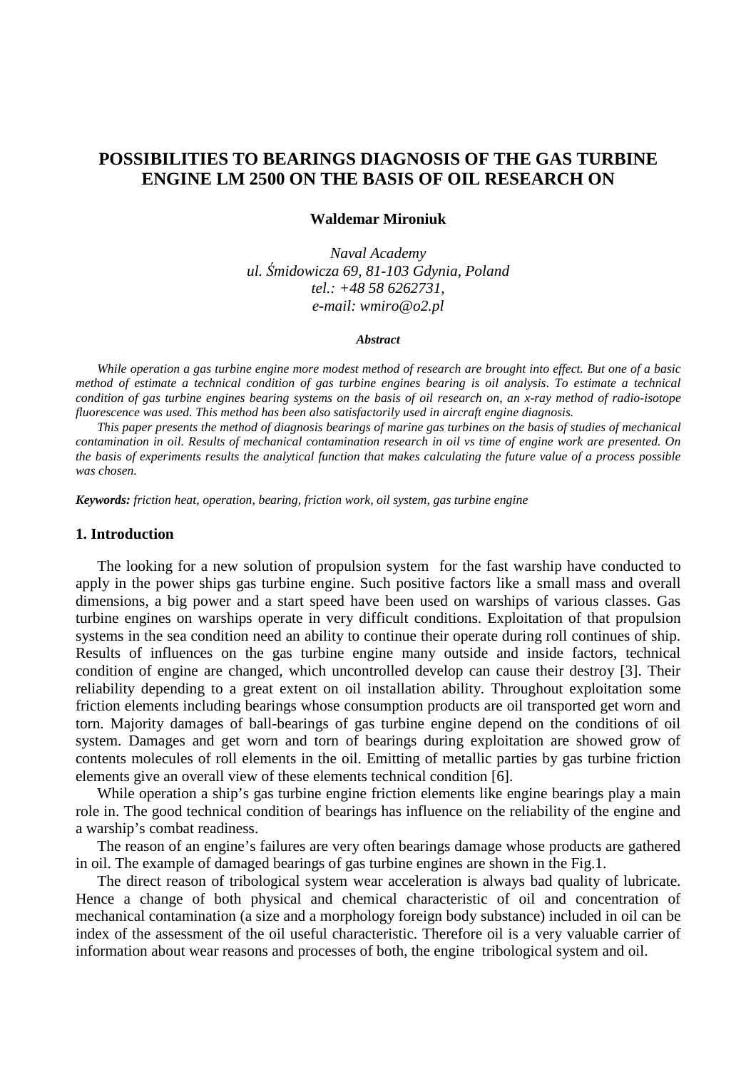# POSSIBILITIES TO BEARINGS DIAGNOSIS OF THE GAS TURBINE ENGINE LM 2500 ON THE BASIS OF OIL RESEARCH ON

**Waldemar Mironiuk**

*Naval Academy*
*ul. Śmidowicza 69, 81-103 Gdynia, Poland*
*tel.: +48 58 6262731,*
*e-mail: wmiro@o2.pl*

***Abstract***

*While operation a gas turbine engine more modest method of research are brought into effect. But one of a basic method of estimate a technical condition of gas turbine engines bearing is oil analysis. To estimate a technical condition of gas turbine engines bearing systems on the basis of oil research on, an x-ray method of radio-isotope fluorescence was used. This method has been also satisfactorily used in aircraft engine diagnosis.*

*This paper presents the method of diagnosis bearings of marine gas turbines on the basis of studies of mechanical contamination in oil. Results of mechanical contamination research in oil vs time of engine work are presented. On the basis of experiments results the analytical function that makes calculating the future value of a process possible was chosen.*

***Keywords:*** *friction heat, operation, bearing, friction work, oil system, gas turbine engine*

## 1. Introduction

The looking for a new solution of propulsion system for the fast warship have conducted to apply in the power ships gas turbine engine. Such positive factors like a small mass and overall dimensions, a big power and a start speed have been used on warships of various classes. Gas turbine engines on warships operate in very difficult conditions. Exploitation of that propulsion systems in the sea condition need an ability to continue their operate during roll continues of ship. Results of influences on the gas turbine engine many outside and inside factors, technical condition of engine are changed, which uncontrolled develop can cause their destroy [3]. Their reliability depending to a great extent on oil installation ability. Throughout exploitation some friction elements including bearings whose consumption products are oil transported get worn and torn. Majority damages of ball-bearings of gas turbine engine depend on the conditions of oil system. Damages and get worn and torn of bearings during exploitation are showed grow of contents molecules of roll elements in the oil. Emitting of metallic parties by gas turbine friction elements give an overall view of these elements technical condition [6].

While operation a ship's gas turbine engine friction elements like engine bearings play a main role in. The good technical condition of bearings has influence on the reliability of the engine and a warship's combat readiness.

The reason of an engine's failures are very often bearings damage whose products are gathered in oil. The example of damaged bearings of gas turbine engines are shown in the Fig.1.

The direct reason of tribological system wear acceleration is always bad quality of lubricate. Hence a change of both physical and chemical characteristic of oil and concentration of mechanical contamination (a size and a morphology foreign body substance) included in oil can be index of the assessment of the oil useful characteristic. Therefore oil is a very valuable carrier of information about wear reasons and processes of both, the engine tribological system and oil.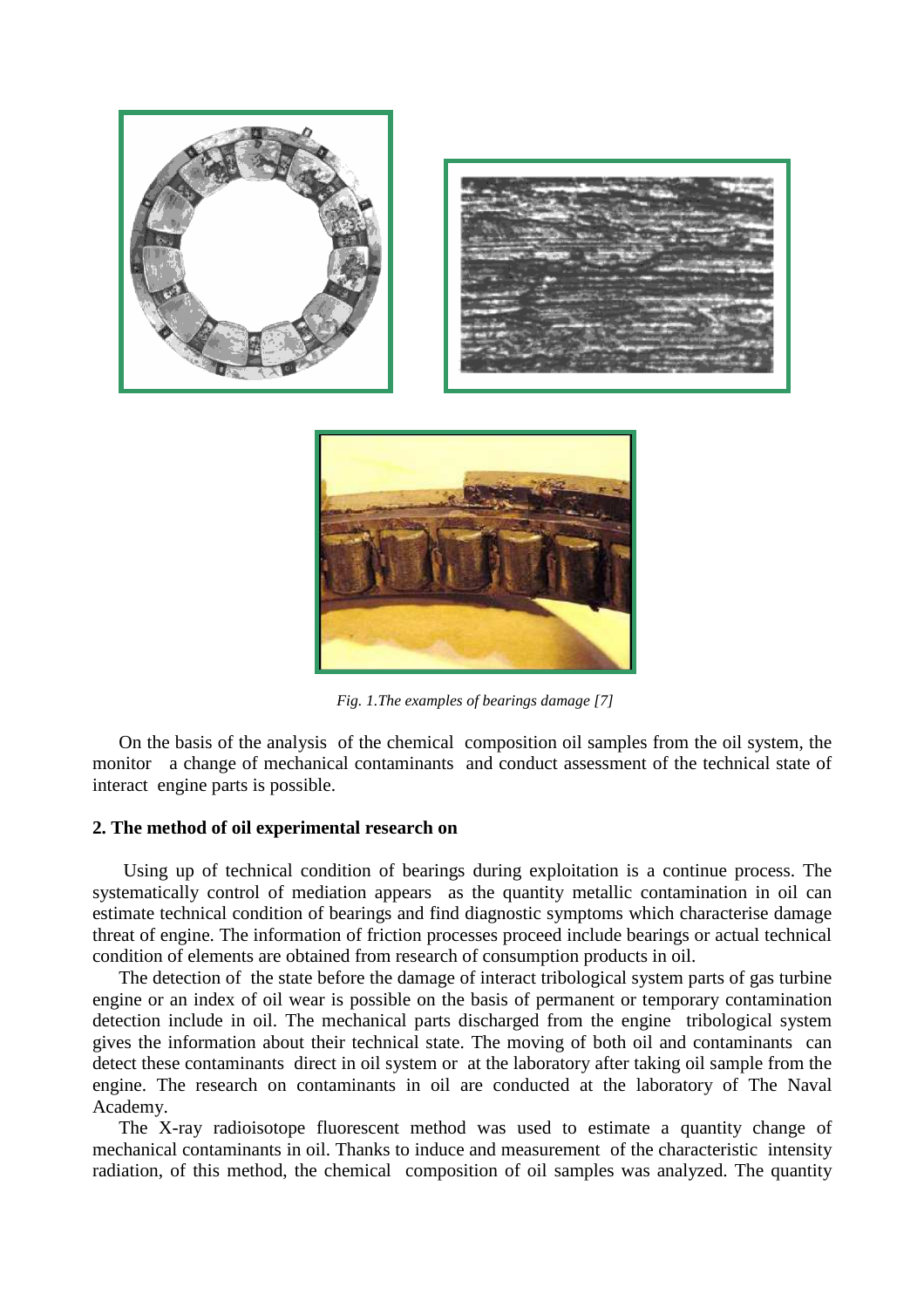*Fig. 1.The examples of bearings damage [7]*

On the basis of the analysis of the chemical composition oil samples from the oil system, the monitor a change of mechanical contaminants and conduct assessment of the technical state of interact engine parts is possible.

**2. The method of oil experimental research on**

Using up of technical condition of bearings during exploitation is a continue process. The systematically control of mediation appears as the quantity metallic contamination in oil can estimate technical condition of bearings and find diagnostic symptoms which characterise damage threat of engine. The information of friction processes proceed include bearings or actual technical condition of elements are obtained from research of consumption products in oil.

The detection of the state before the damage of interact tribological system parts of gas turbine engine or an index of oil wear is possible on the basis of permanent or temporary contamination detection include in oil. The mechanical parts discharged from the engine tribological system gives the information about their technical state. The moving of both oil and contaminants can detect these contaminants direct in oil system or at the laboratory after taking oil sample from the engine. The research on contaminants in oil are conducted at the laboratory of The Naval Academy.

The X-ray radioisotope fluorescent method was used to estimate a quantity change of mechanical contaminants in oil. Thanks to induce and measurement of the characteristic intensity radiation, of this method, the chemical composition of oil samples was analyzed. The quantity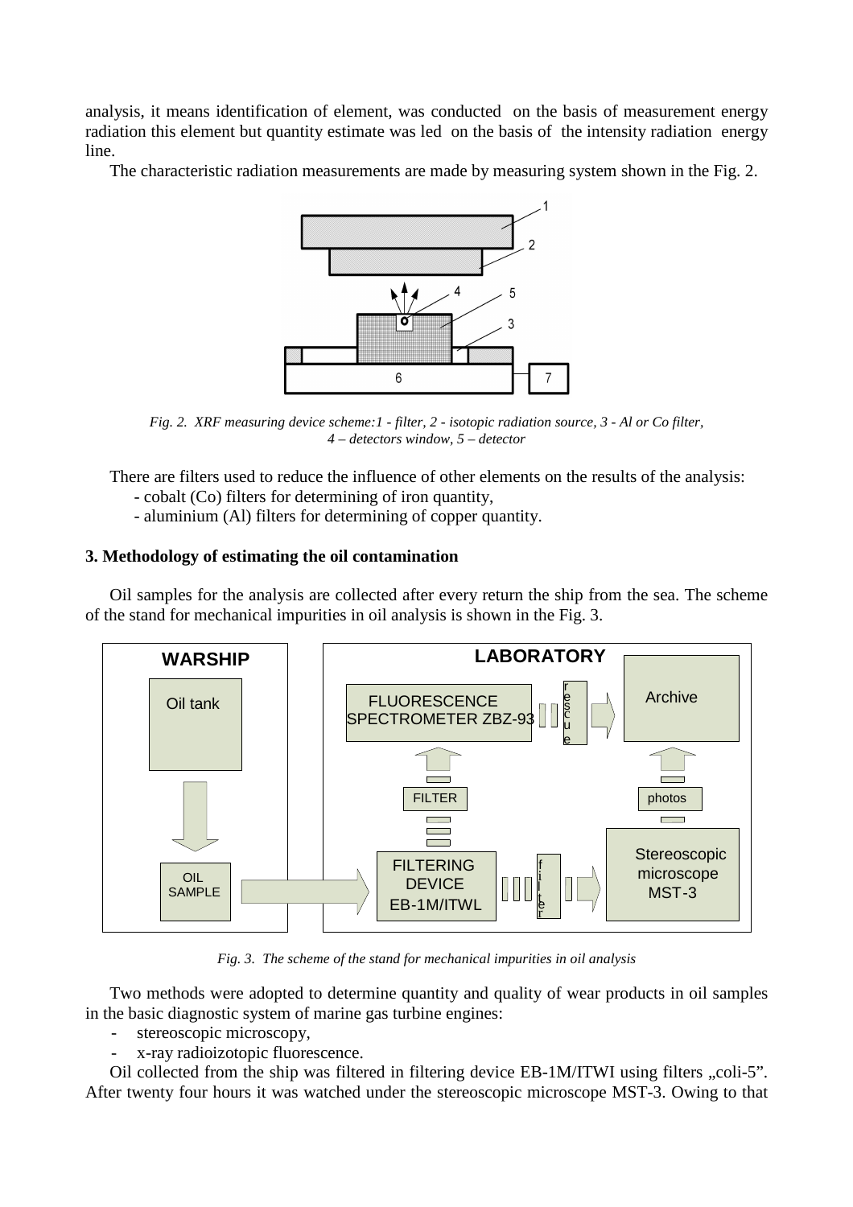analysis, it means identification of element, was conducted on the basis of measurement energy radiation this element but quantity estimate was led on the basis of the intensity radiation energy line.

The characteristic radiation measurements are made by measuring system shown in the Fig. 2.

*Fig. 2. XRF measuring device scheme:1 - filter, 2 - isotopic radiation source, 3 - Al or Co filter, 4 – detectors window, 5 – detector*

There are filters used to reduce the influence of other elements on the results of the analysis:

- cobalt (Co) filters for determining of iron quantity,
- aluminium (Al) filters for determining of copper quantity.

### 3. Methodology of estimating the oil contamination

Oil samples for the analysis are collected after every return the ship from the sea. The scheme of the stand for mechanical impurities in oil analysis is shown in the Fig. 3.

*Fig. 3. The scheme of the stand for mechanical impurities in oil analysis*

Two methods were adopted to determine quantity and quality of wear products in oil samples in the basic diagnostic system of marine gas turbine engines:

- stereoscopic microscopy,
- x-ray radioizotopic fluorescence.

Oil collected from the ship was filtered in filtering device EB-1M/ITWI using filters „coli-5". After twenty four hours it was watched under the stereoscopic microscope MST-3. Owing to that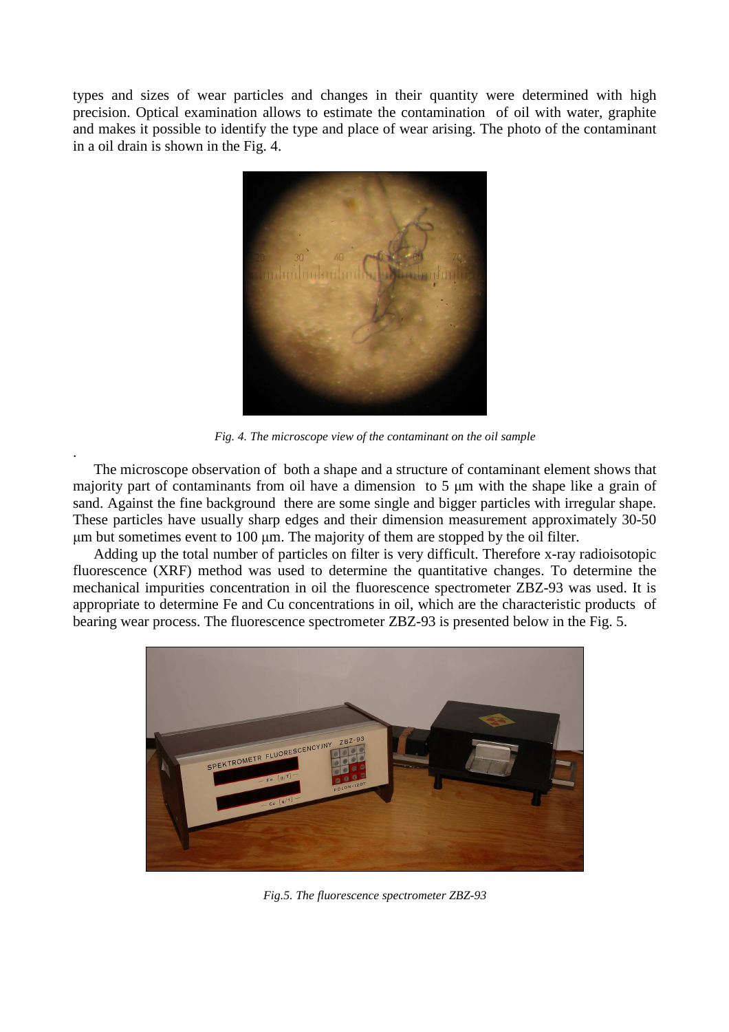types and sizes of wear particles and changes in their quantity were determined with high precision. Optical examination allows to estimate the contamination of oil with water, graphite and makes it possible to identify the type and place of wear arising. The photo of the contaminant in a oil drain is shown in the Fig. 4.

*Fig. 4. The microscope view of the contaminant on the oil sample*

.

The microscope observation of both a shape and a structure of contaminant element shows that majority part of contaminants from oil have a dimension to 5 μm with the shape like a grain of sand. Against the fine background there are some single and bigger particles with irregular shape. These particles have usually sharp edges and their dimension measurement approximately 30-50 μm but sometimes event to 100 μm. The majority of them are stopped by the oil filter.

Adding up the total number of particles on filter is very difficult. Therefore x-ray radioisotopic fluorescence (XRF) method was used to determine the quantitative changes. To determine the mechanical impurities concentration in oil the fluorescence spectrometer ZBZ-93 was used. It is appropriate to determine Fe and Cu concentrations in oil, which are the characteristic products of bearing wear process. The fluorescence spectrometer ZBZ-93 is presented below in the Fig. 5.

*Fig.5. The fluorescence spectrometer ZBZ-93*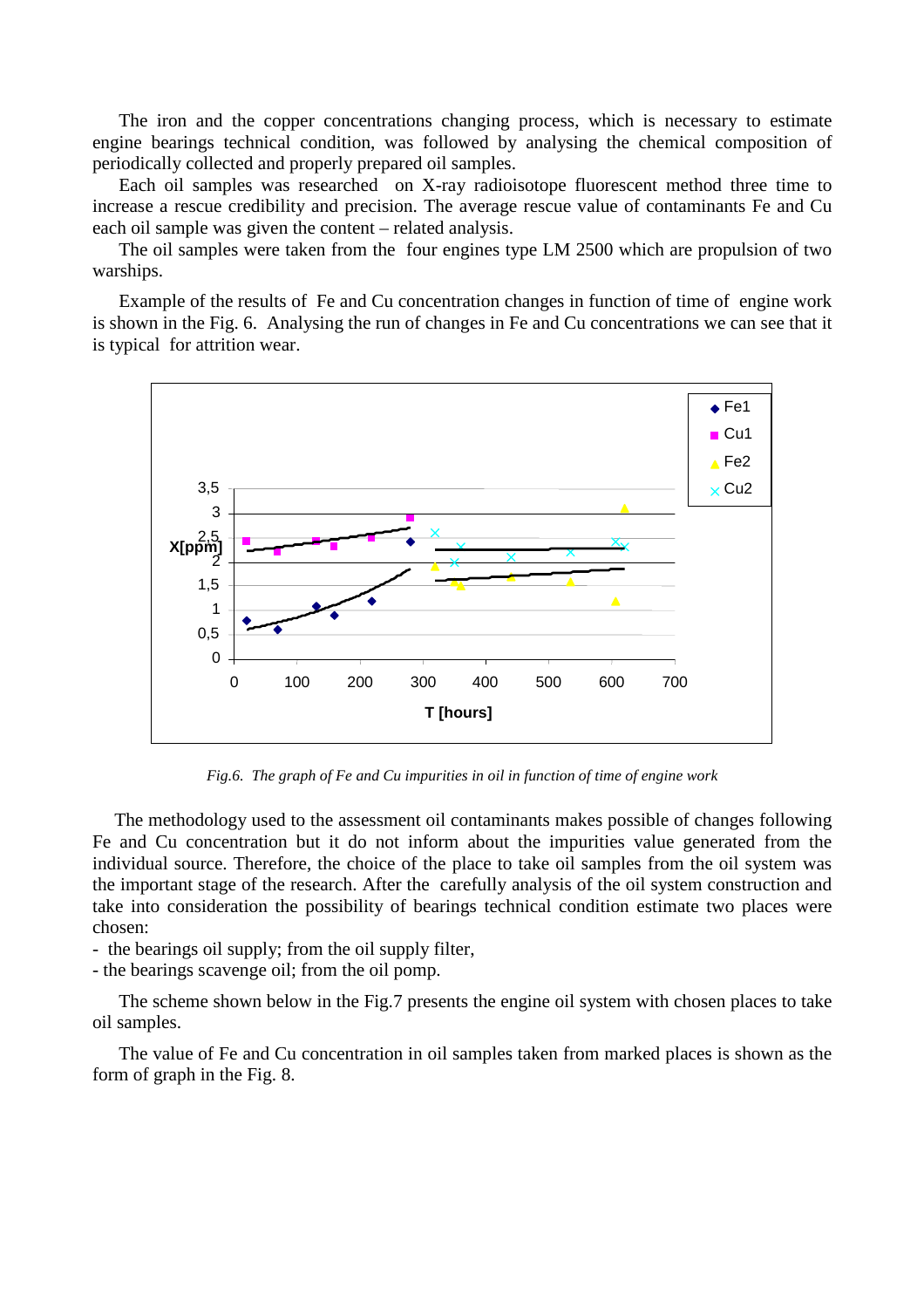The iron and the copper concentrations changing process, which is necessary to estimate engine bearings technical condition, was followed by analysing the chemical composition of periodically collected and properly prepared oil samples.

Each oil samples was researched on X-ray radioisotope fluorescent method three time to increase a rescue credibility and precision. The average rescue value of contaminants Fe and Cu each oil sample was given the content – related analysis.

The oil samples were taken from the four engines type LM 2500 which are propulsion of two warships.

Example of the results of Fe and Cu concentration changes in function of time of engine work is shown in the Fig. 6. Analysing the run of changes in Fe and Cu concentrations we can see that it is typical for attrition wear.

*Fig.6. The graph of Fe and Cu impurities in oil in function of time of engine work*

The methodology used to the assessment oil contaminants makes possible of changes following Fe and Cu concentration but it do not inform about the impurities value generated from the individual source. Therefore, the choice of the place to take oil samples from the oil system was the important stage of the research. After the carefully analysis of the oil system construction and take into consideration the possibility of bearings technical condition estimate two places were chosen:

- the bearings oil supply; from the oil supply filter,
- the bearings scavenge oil; from the oil pomp.

The scheme shown below in the Fig.7 presents the engine oil system with chosen places to take oil samples.

The value of Fe and Cu concentration in oil samples taken from marked places is shown as the form of graph in the Fig. 8.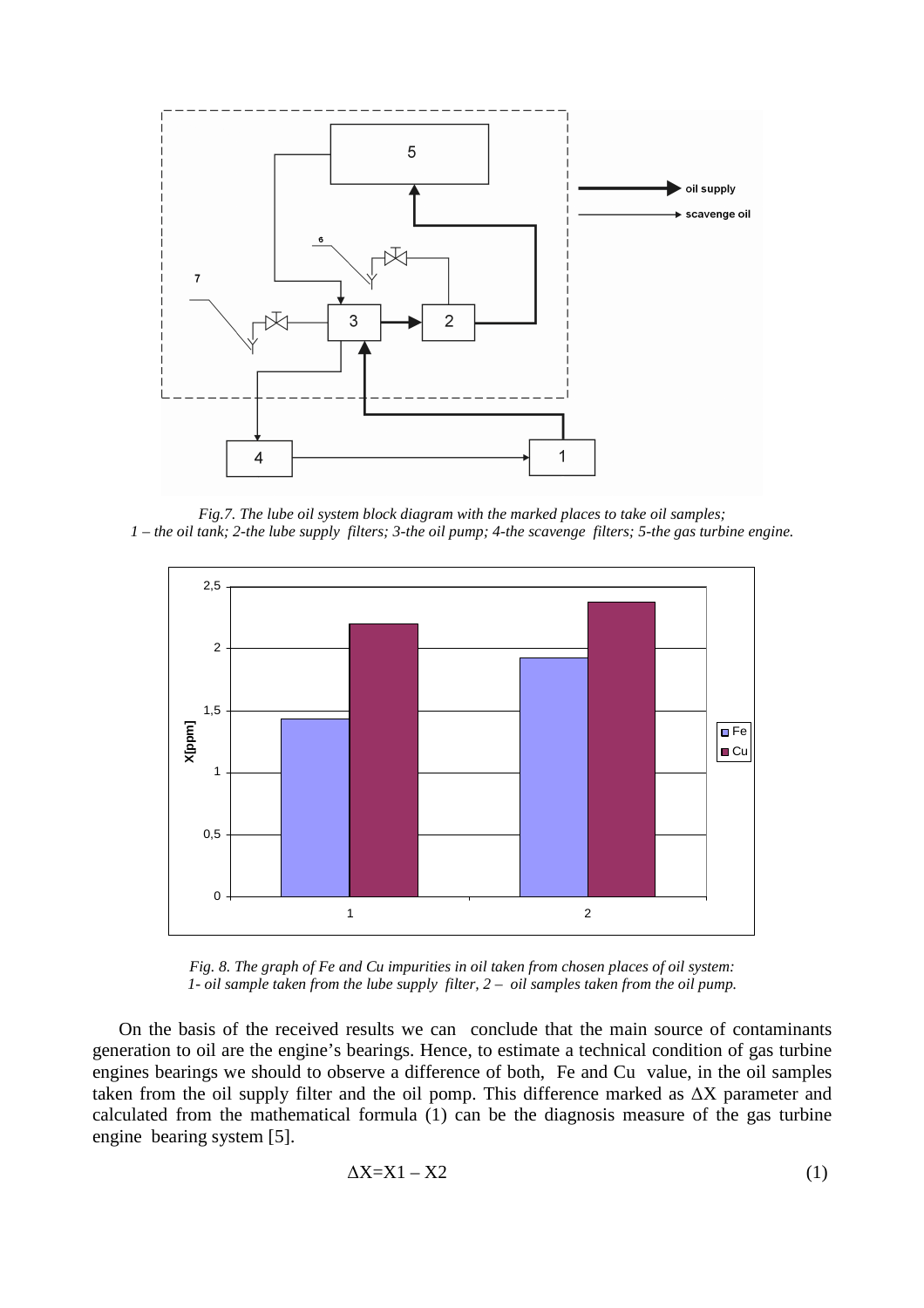*Fig.7. The lube oil system block diagram with the marked places to take oil samples;*
*1 – the oil tank; 2-the lube supply filters; 3-the oil pump; 4-the scavenge filters; 5-the gas turbine engine.*

*Fig. 8. The graph of Fe and Cu impurities in oil taken from chosen places of oil system:*
*1- oil sample taken from the lube supply filter, 2 – oil samples taken from the oil pump.*

On the basis of the received results we can conclude that the main source of contaminants generation to oil are the engine's bearings. Hence, to estimate a technical condition of gas turbine engines bearings we should to observe a difference of both, Fe and Cu value, in the oil samples taken from the oil supply filter and the oil pomp. This difference marked as $\Delta X$ parameter and calculated from the mathematical formula (1) can be the diagnosis measure of the gas turbine engine bearing system [5].

$$\Delta X = X1 - X2 \tag{1}$$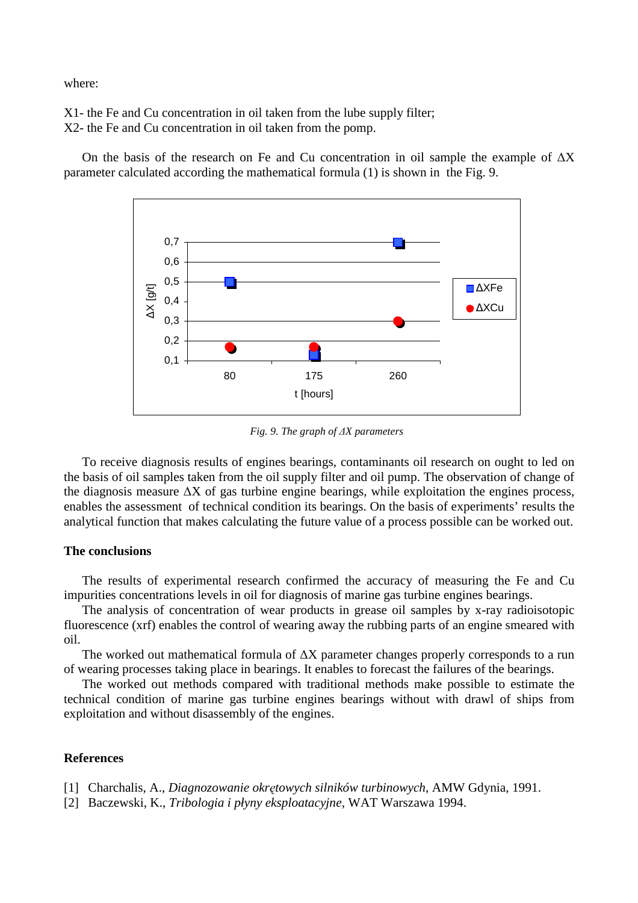where:

X1- the Fe and Cu concentration in oil taken from the lube supply filter;
X2- the Fe and Cu concentration in oil taken from the pomp.

On the basis of the research on Fe and Cu concentration in oil sample the example of $\Delta X$ parameter calculated according the mathematical formula (1) is shown in the Fig. 9.

*Fig. 9. The graph of $\Delta X$ parameters*

To receive diagnosis results of engines bearings, contaminants oil research on ought to led on the basis of oil samples taken from the oil supply filter and oil pump. The observation of change of the diagnosis measure $\Delta X$ of gas turbine engine bearings, while exploitation the engines process, enables the assessment of technical condition its bearings. On the basis of experiments' results the analytical function that makes calculating the future value of a process possible can be worked out.

### The conclusions

The results of experimental research confirmed the accuracy of measuring the Fe and Cu impurities concentrations levels in oil for diagnosis of marine gas turbine engines bearings.

The analysis of concentration of wear products in grease oil samples by x-ray radioisotopic fluorescence (xrf) enables the control of wearing away the rubbing parts of an engine smeared with oil.

The worked out mathematical formula of $\Delta X$ parameter changes properly corresponds to a run of wearing processes taking place in bearings. It enables to forecast the failures of the bearings.

The worked out methods compared with traditional methods make possible to estimate the technical condition of marine gas turbine engines bearings without with drawl of ships from exploitation and without disassembly of the engines.

### References

[1] Charchalis, A., *Diagnozowanie okrętowych silników turbinowych*, AMW Gdynia, 1991.
[2] Baczewski, K., *Tribologia i płyny eksploatacyjne*, WAT Warszawa 1994.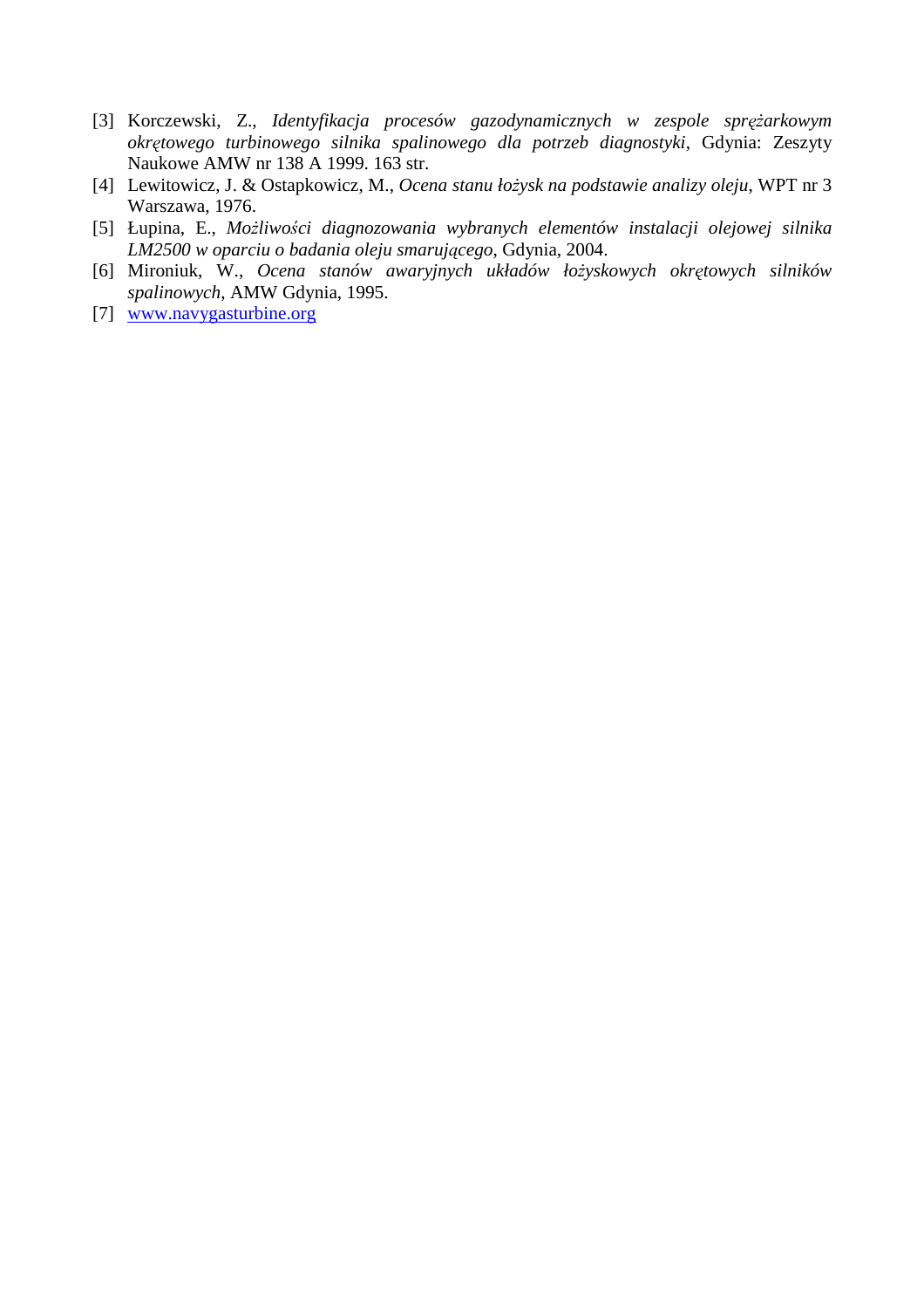[3] Korczewski, Z., *Identyfikacja procesów gazodynamicznych w zespole sprężarkowym okrętowego turbinowego silnika spalinowego dla potrzeb diagnostyki*, Gdynia: Zeszyty Naukowe AMW nr 138 A 1999. 163 str.

[4] Lewitowicz, J. & Ostapkowicz, M., *Ocena stanu łożysk na podstawie analizy oleju*, WPT nr 3 Warszawa, 1976.

[5] Łupina, E., *Możliwości diagnozowania wybranych elementów instalacji olejowej silnika LM2500 w oparciu o badania oleju smarującego*, Gdynia, 2004.

[6] Mironiuk, W., *Ocena stanów awaryjnych układów łożyskowych okrętowych silników spalinowych*, AMW Gdynia, 1995.

[7] www.navygasturbine.org